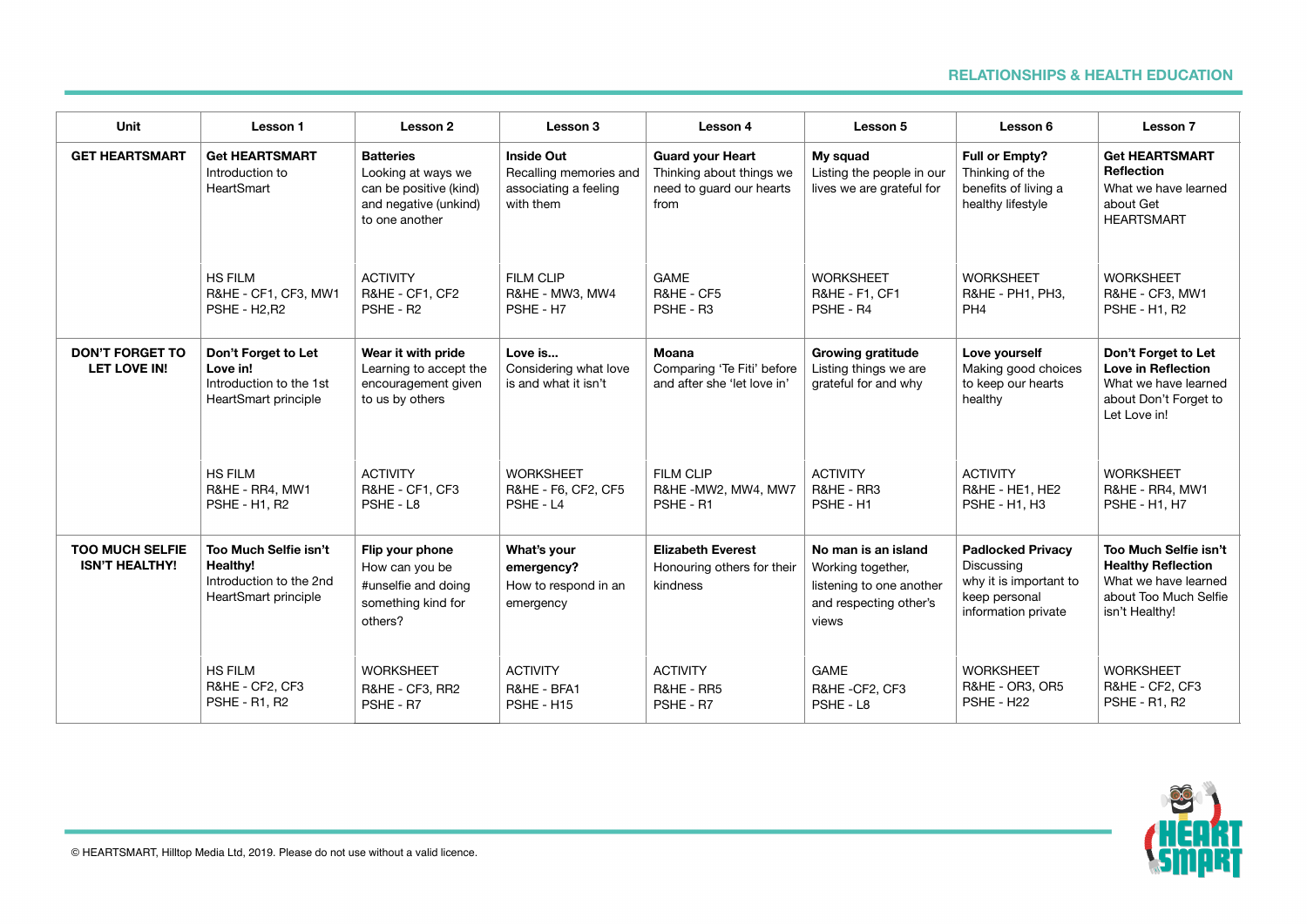## RELATIONSHIPS & HEALTH EDUCATION

| Unit | Lesson 1 | Lesson 2 | Lesson 3 | Lesson 4 | Lesson 5 | Lesson 6 | Lesson 7 |
|---|---|---|---|---|---|---|---|
| **GET HEARTSMART** | **Get HEARTSMART** Introduction to HeartSmart<br><br>HS FILM<br>R&HE - CF1, CF3, MW1<br>PSHE - H2,R2 | **Batteries** Looking at ways we can be positive (kind) and negative (unkind) to one another<br><br>ACTIVITY<br>R&HE - CF1, CF2<br>PSHE - R2 | **Inside Out** Recalling memories and associating a feeling with them<br><br>FILM CLIP<br>R&HE - MW3, MW4<br>PSHE - H7 | **Guard your Heart** Thinking about things we need to guard our hearts from<br><br>GAME<br>R&HE - CF5<br>PSHE - R3 | **My squad** Listing the people in our lives we are grateful for<br><br>WORKSHEET<br>R&HE - F1, CF1<br>PSHE - R4 | **Full or Empty?** Thinking of the benefits of living a healthy lifestyle<br><br>WORKSHEET<br>R&HE - PH1, PH3, PH4 | **Get HEARTSMART Reflection** What we have learned about Get HEARTSMART<br><br>WORKSHEET<br>R&HE - CF3, MW1<br>PSHE - H1, R2 |
| **DON'T FORGET TO LET LOVE IN!** | **Don't Forget to Let Love in!** Introduction to the 1st HeartSmart principle<br><br>HS FILM<br>R&HE - RR4, MW1<br>PSHE - H1, R2 | **Wear it with pride** Learning to accept the encouragement given to us by others<br><br>ACTIVITY<br>R&HE - CF1, CF3<br>PSHE - L8 | **Love is...** Considering what love is and what it isn't<br><br>WORKSHEET<br>R&HE - F6, CF2, CF5<br>PSHE - L4 | **Moana** Comparing 'Te Fiti' before and after she 'let love in'<br><br>FILM CLIP<br>R&HE -MW2, MW4, MW7<br>PSHE - R1 | **Growing gratitude** Listing things we are grateful for and why<br><br>ACTIVITY<br>R&HE - RR3<br>PSHE - H1 | **Love yourself** Making good choices to keep our hearts healthy<br><br>ACTIVITY<br>R&HE - HE1, HE2<br>PSHE - H1, H3 | **Don't Forget to Let Love in Reflection** What we have learned about Don't Forget to Let Love in!<br><br>WORKSHEET<br>R&HE - RR4, MW1<br>PSHE - H1, H7 |
| **TOO MUCH SELFIE ISN'T HEALTHY!** | **Too Much Selfie isn't Healthy!** Introduction to the 2nd HeartSmart principle<br><br>HS FILM<br>R&HE - CF2, CF3<br>PSHE - R1, R2 | **Flip your phone** How can you be #unselfie and doing something kind for others?<br><br>WORKSHEET<br>R&HE - CF3, RR2<br>PSHE - R7 | **What's your emergency?** How to respond in an emergency<br><br>ACTIVITY<br>R&HE - BFA1<br>PSHE - H15 | **Elizabeth Everest** Honouring others for their kindness<br><br>ACTIVITY<br>R&HE - RR5<br>PSHE - R7 | **No man is an island** Working together, listening to one another and respecting other's views<br><br>GAME<br>R&HE -CF2, CF3<br>PSHE - L8 | **Padlocked Privacy** Discussing why it is important to keep personal information private<br><br>WORKSHEET<br>R&HE - OR3, OR5<br>PSHE - H22 | **Too Much Selfie isn't Healthy Reflection** What we have learned about Too Much Selfie isn't Healthy!<br><br>WORKSHEET<br>R&HE - CF2, CF3<br>PSHE - R1, R2 |

© HEARTSMART, Hilltop Media Ltd, 2019. Please do not use without a valid licence.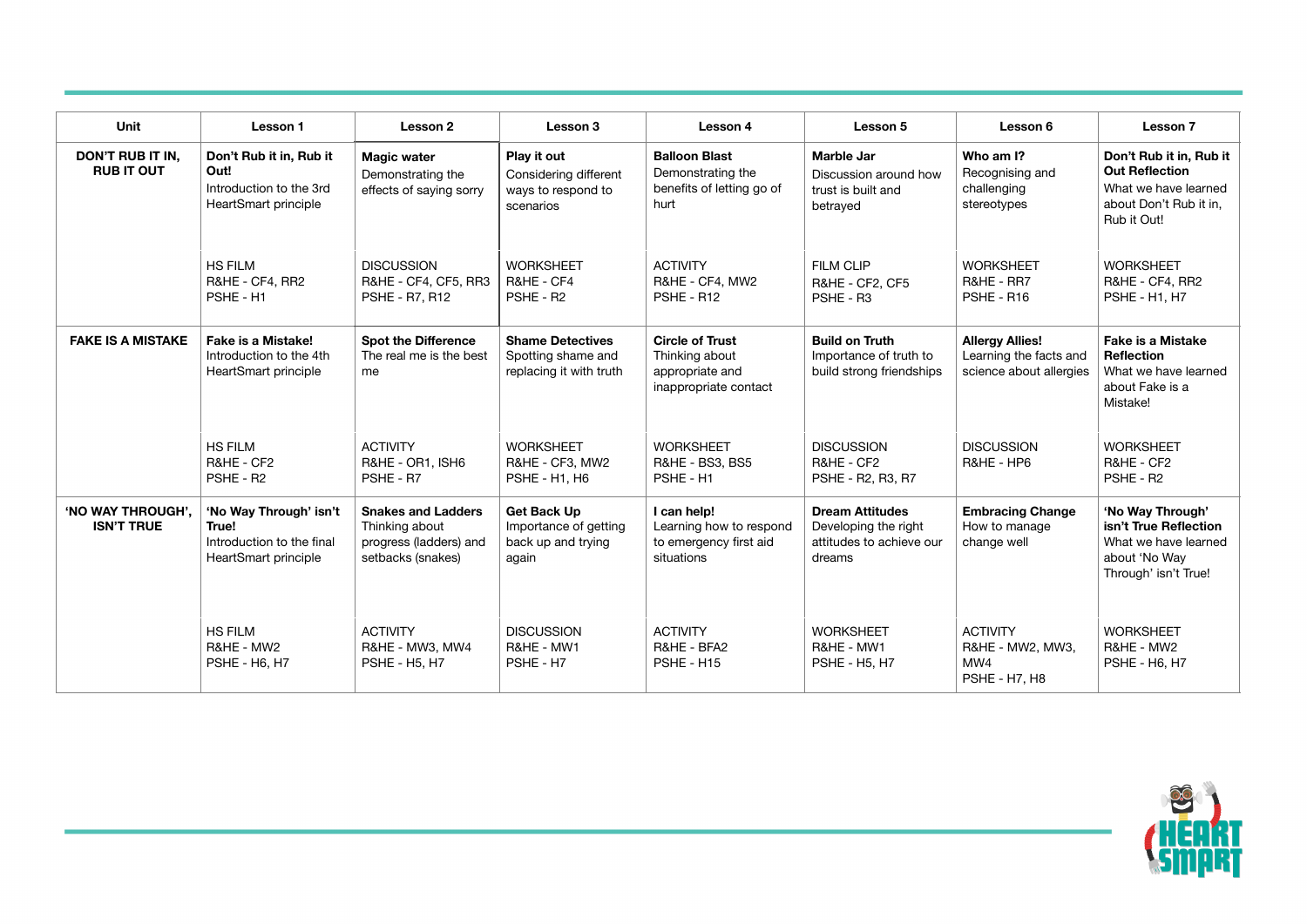| Unit | Lesson 1 | Lesson 2 | Lesson 3 | Lesson 4 | Lesson 5 | Lesson 6 | Lesson 7 |
|---|---|---|---|---|---|---|---|
| **DON'T RUB IT IN, RUB IT OUT** | **Don't Rub it in, Rub it Out!** Introduction to the 3rd HeartSmart principle<br><br>HS FILM<br>R&HE - CF4, RR2<br>PSHE - H1 | **Magic water** Demonstrating the effects of saying sorry<br><br>DISCUSSION<br>R&HE - CF4, CF5, RR3<br>PSHE - R7, R12 | **Play it out** Considering different ways to respond to scenarios<br><br>WORKSHEET<br>R&HE - CF4<br>PSHE - R2 | **Balloon Blast** Demonstrating the benefits of letting go of hurt<br><br>ACTIVITY<br>R&HE - CF4, MW2<br>PSHE - R12 | **Marble Jar** Discussion around how trust is built and betrayed<br><br>FILM CLIP<br>R&HE - CF2, CF5<br>PSHE - R3 | **Who am I?** Recognising and challenging stereotypes<br><br>WORKSHEET<br>R&HE - RR7<br>PSHE - R16 | **Don't Rub it in, Rub it Out Reflection** What we have learned about Don't Rub it in, Rub it Out!<br><br>WORKSHEET<br>R&HE - CF4, RR2<br>PSHE - H1, H7 |
| **FAKE IS A MISTAKE** | **Fake is a Mistake!** Introduction to the 4th HeartSmart principle<br><br>HS FILM<br>R&HE - CF2<br>PSHE - R2 | **Spot the Difference** The real me is the best me<br><br>ACTIVITY<br>R&HE - OR1, ISH6<br>PSHE - R7 | **Shame Detectives** Spotting shame and replacing it with truth<br><br>WORKSHEET<br>R&HE - CF3, MW2<br>PSHE - H1, H6 | **Circle of Trust** Thinking about appropriate and inappropriate contact<br><br>WORKSHEET<br>R&HE - BS3, BS5<br>PSHE - H1 | **Build on Truth** Importance of truth to build strong friendships<br><br>DISCUSSION<br>R&HE - CF2<br>PSHE - R2, R3, R7 | **Allergy Allies!** Learning the facts and science about allergies<br><br>DISCUSSION<br>R&HE - HP6 | **Fake is a Mistake Reflection** What we have learned about Fake is a Mistake!<br><br>WORKSHEET<br>R&HE - CF2<br>PSHE - R2 |
| **'NO WAY THROUGH', ISN'T TRUE** | **'No Way Through' isn't True!** Introduction to the final HeartSmart principle<br><br>HS FILM<br>R&HE - MW2<br>PSHE - H6, H7 | **Snakes and Ladders** Thinking about progress (ladders) and setbacks (snakes)<br><br>ACTIVITY<br>R&HE - MW3, MW4<br>PSHE - H5, H7 | **Get Back Up** Importance of getting back up and trying again<br><br>DISCUSSION<br>R&HE - MW1<br>PSHE - H7 | **I can help!** Learning how to respond to emergency first aid situations<br><br>ACTIVITY<br>R&HE - BFA2<br>PSHE - H15 | **Dream Attitudes** Developing the right attitudes to achieve our dreams<br><br>WORKSHEET<br>R&HE - MW1<br>PSHE - H5, H7 | **Embracing Change** How to manage change well<br><br>ACTIVITY<br>R&HE - MW2, MW3, MW4<br>PSHE - H7, H8 | **'No Way Through' isn't True Reflection** What we have learned about 'No Way Through' isn't True!<br><br>WORKSHEET<br>R&HE - MW2<br>PSHE - H6, H7 |